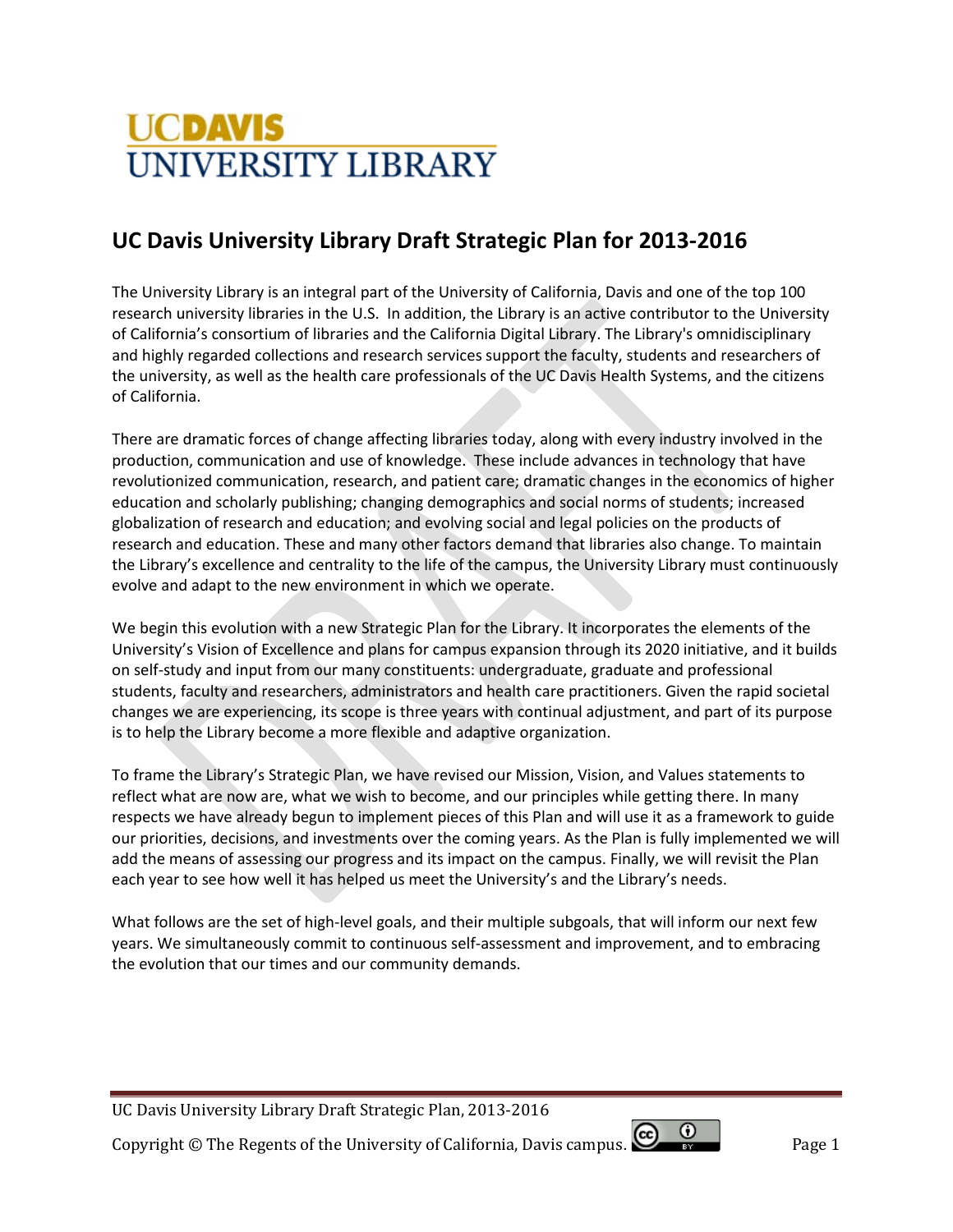UCDAVIS
UNIVERSITY LIBRARY

# UC Davis University Library Draft Strategic Plan for 2013-2016

The University Library is an integral part of the University of California, Davis and one of the top 100 research university libraries in the U.S. In addition, the Library is an active contributor to the University of California's consortium of libraries and the California Digital Library. The Library's omnidisciplinary and highly regarded collections and research services support the faculty, students and researchers of the university, as well as the health care professionals of the UC Davis Health Systems, and the citizens of California.

There are dramatic forces of change affecting libraries today, along with every industry involved in the production, communication and use of knowledge. These include advances in technology that have revolutionized communication, research, and patient care; dramatic changes in the economics of higher education and scholarly publishing; changing demographics and social norms of students; increased globalization of research and education; and evolving social and legal policies on the products of research and education. These and many other factors demand that libraries also change. To maintain the Library's excellence and centrality to the life of the campus, the University Library must continuously evolve and adapt to the new environment in which we operate.

We begin this evolution with a new Strategic Plan for the Library. It incorporates the elements of the University's Vision of Excellence and plans for campus expansion through its 2020 initiative, and it builds on self-study and input from our many constituents: undergraduate, graduate and professional students, faculty and researchers, administrators and health care practitioners. Given the rapid societal changes we are experiencing, its scope is three years with continual adjustment, and part of its purpose is to help the Library become a more flexible and adaptive organization.

To frame the Library's Strategic Plan, we have revised our Mission, Vision, and Values statements to reflect what are now are, what we wish to become, and our principles while getting there. In many respects we have already begun to implement pieces of this Plan and will use it as a framework to guide our priorities, decisions, and investments over the coming years. As the Plan is fully implemented we will add the means of assessing our progress and its impact on the campus. Finally, we will revisit the Plan each year to see how well it has helped us meet the University's and the Library's needs.

What follows are the set of high-level goals, and their multiple subgoals, that will inform our next few years. We simultaneously commit to continuous self-assessment and improvement, and to embracing the evolution that our times and our community demands.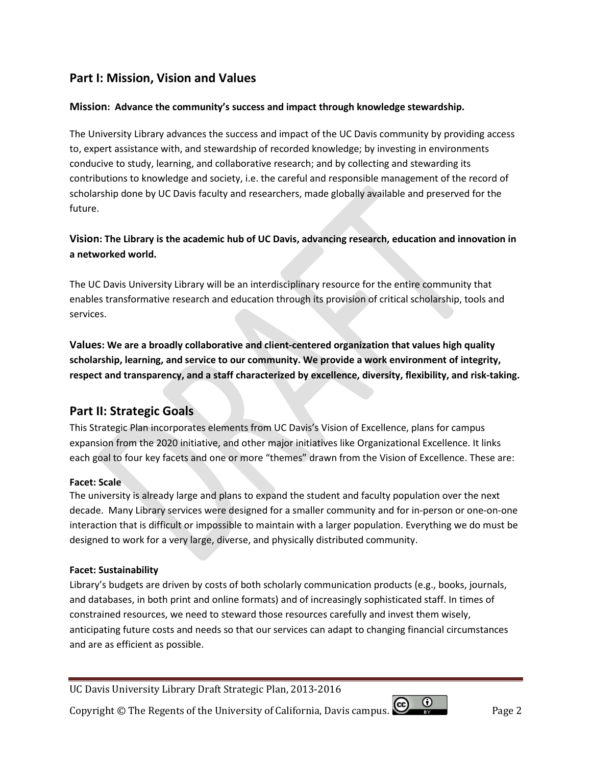## Part I: Mission, Vision and Values

**Mission: Advance the community's success and impact through knowledge stewardship.**

The University Library advances the success and impact of the UC Davis community by providing access to, expert assistance with, and stewardship of recorded knowledge; by investing in environments conducive to study, learning, and collaborative research; and by collecting and stewarding its contributions to knowledge and society, i.e. the careful and responsible management of the record of scholarship done by UC Davis faculty and researchers, made globally available and preserved for the future.

**Vision: The Library is the academic hub of UC Davis, advancing research, education and innovation in a networked world.**

The UC Davis University Library will be an interdisciplinary resource for the entire community that enables transformative research and education through its provision of critical scholarship, tools and services.

**Values: We are a broadly collaborative and client-centered organization that values high quality scholarship, learning, and service to our community. We provide a work environment of integrity, respect and transparency, and a staff characterized by excellence, diversity, flexibility, and risk-taking.**

## Part II: Strategic Goals

This Strategic Plan incorporates elements from UC Davis's Vision of Excellence, plans for campus expansion from the 2020 initiative, and other major initiatives like Organizational Excellence. It links each goal to four key facets and one or more "themes" drawn from the Vision of Excellence. These are:

**Facet: Scale**

The university is already large and plans to expand the student and faculty population over the next decade. Many Library services were designed for a smaller community and for in-person or one-on-one interaction that is difficult or impossible to maintain with a larger population. Everything we do must be designed to work for a very large, diverse, and physically distributed community.

**Facet: Sustainability**

Library's budgets are driven by costs of both scholarly communication products (e.g., books, journals, and databases, in both print and online formats) and of increasingly sophisticated staff. In times of constrained resources, we need to steward those resources carefully and invest them wisely, anticipating future costs and needs so that our services can adapt to changing financial circumstances and are as efficient as possible.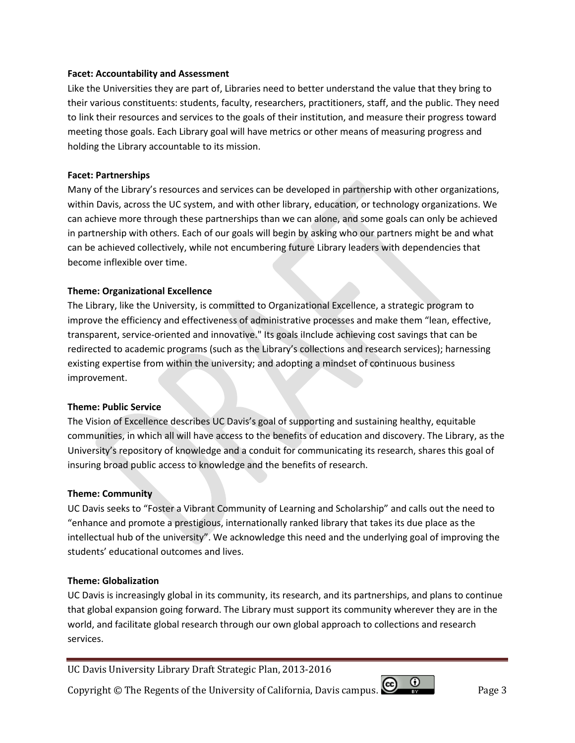**Facet: Accountability and Assessment**

Like the Universities they are part of, Libraries need to better understand the value that they bring to their various constituents: students, faculty, researchers, practitioners, staff, and the public. They need to link their resources and services to the goals of their institution, and measure their progress toward meeting those goals. Each Library goal will have metrics or other means of measuring progress and holding the Library accountable to its mission.

**Facet: Partnerships**

Many of the Library's resources and services can be developed in partnership with other organizations, within Davis, across the UC system, and with other library, education, or technology organizations. We can achieve more through these partnerships than we can alone, and some goals can only be achieved in partnership with others. Each of our goals will begin by asking who our partners might be and what can be achieved collectively, while not encumbering future Library leaders with dependencies that become inflexible over time.

**Theme: Organizational Excellence**

The Library, like the University, is committed to Organizational Excellence, a strategic program to improve the efficiency and effectiveness of administrative processes and make them "lean, effective, transparent, service-oriented and innovative." Its goals iInclude achieving cost savings that can be redirected to academic programs (such as the Library's collections and research services); harnessing existing expertise from within the university; and adopting a mindset of continuous business improvement.

**Theme: Public Service**

The Vision of Excellence describes UC Davis's goal of supporting and sustaining healthy, equitable communities, in which all will have access to the benefits of education and discovery. The Library, as the University's repository of knowledge and a conduit for communicating its research, shares this goal of insuring broad public access to knowledge and the benefits of research.

**Theme: Community**

UC Davis seeks to "Foster a Vibrant Community of Learning and Scholarship" and calls out the need to "enhance and promote a prestigious, internationally ranked library that takes its due place as the intellectual hub of the university". We acknowledge this need and the underlying goal of improving the students' educational outcomes and lives.

**Theme: Globalization**

UC Davis is increasingly global in its community, its research, and its partnerships, and plans to continue that global expansion going forward. The Library must support its community wherever they are in the world, and facilitate global research through our own global approach to collections and research services.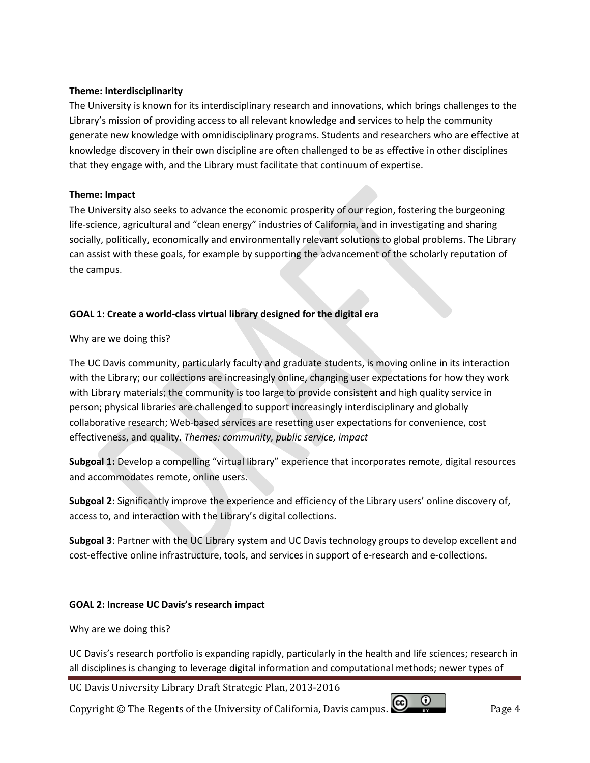**Theme: Interdisciplinarity**

The University is known for its interdisciplinary research and innovations, which brings challenges to the Library's mission of providing access to all relevant knowledge and services to help the community generate new knowledge with omnidisciplinary programs. Students and researchers who are effective at knowledge discovery in their own discipline are often challenged to be as effective in other disciplines that they engage with, and the Library must facilitate that continuum of expertise.

**Theme: Impact**

The University also seeks to advance the economic prosperity of our region, fostering the burgeoning life-science, agricultural and "clean energy" industries of California, and in investigating and sharing socially, politically, economically and environmentally relevant solutions to global problems. The Library can assist with these goals, for example by supporting the advancement of the scholarly reputation of the campus.

## GOAL 1: Create a world-class virtual library designed for the digital era

Why are we doing this?

The UC Davis community, particularly faculty and graduate students, is moving online in its interaction with the Library; our collections are increasingly online, changing user expectations for how they work with Library materials; the community is too large to provide consistent and high quality service in person; physical libraries are challenged to support increasingly interdisciplinary and globally collaborative research; Web-based services are resetting user expectations for convenience, cost effectiveness, and quality. *Themes: community, public service, impact*

**Subgoal 1:** Develop a compelling "virtual library" experience that incorporates remote, digital resources and accommodates remote, online users.

**Subgoal 2**: Significantly improve the experience and efficiency of the Library users' online discovery of, access to, and interaction with the Library's digital collections.

**Subgoal 3**: Partner with the UC Library system and UC Davis technology groups to develop excellent and cost-effective online infrastructure, tools, and services in support of e-research and e-collections.

## GOAL 2: Increase UC Davis's research impact

Why are we doing this?

UC Davis's research portfolio is expanding rapidly, particularly in the health and life sciences; research in all disciplines is changing to leverage digital information and computational methods; newer types of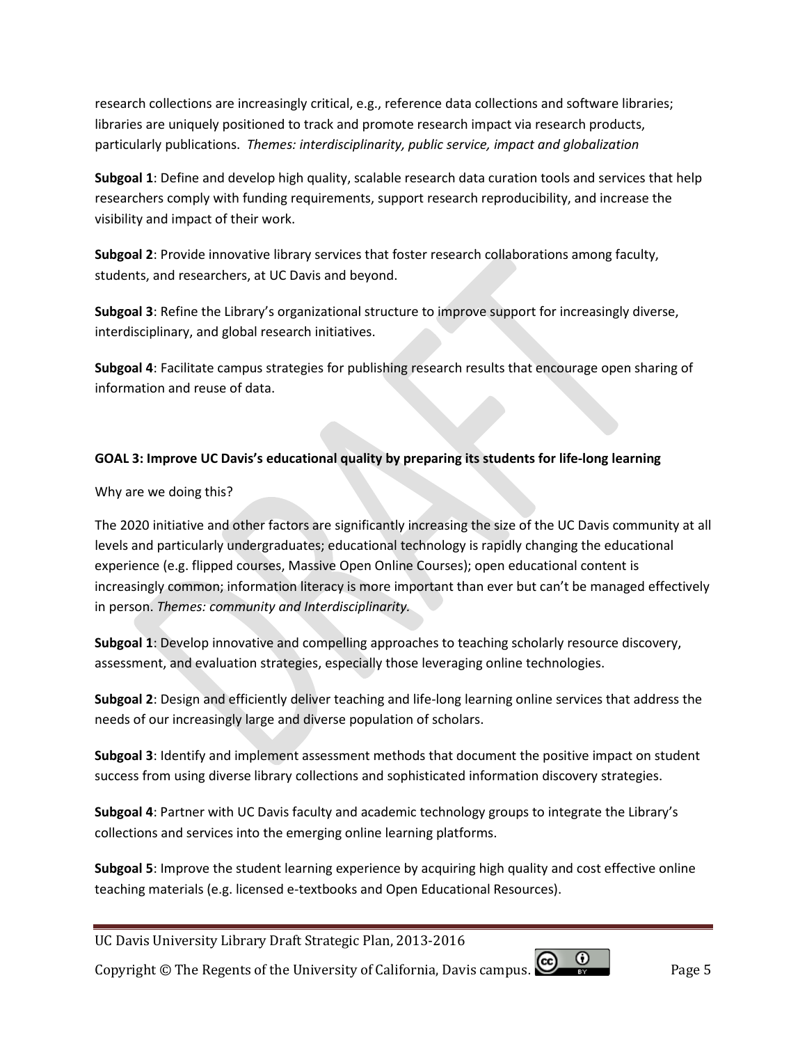research collections are increasingly critical, e.g., reference data collections and software libraries; libraries are uniquely positioned to track and promote research impact via research products, particularly publications. *Themes: interdisciplinarity, public service, impact and globalization*

**Subgoal 1**: Define and develop high quality, scalable research data curation tools and services that help researchers comply with funding requirements, support research reproducibility, and increase the visibility and impact of their work.

**Subgoal 2**: Provide innovative library services that foster research collaborations among faculty, students, and researchers, at UC Davis and beyond.

**Subgoal 3**: Refine the Library's organizational structure to improve support for increasingly diverse, interdisciplinary, and global research initiatives.

**Subgoal 4**: Facilitate campus strategies for publishing research results that encourage open sharing of information and reuse of data.

**GOAL 3: Improve UC Davis's educational quality by preparing its students for life-long learning**

Why are we doing this?

The 2020 initiative and other factors are significantly increasing the size of the UC Davis community at all levels and particularly undergraduates; educational technology is rapidly changing the educational experience (e.g. flipped courses, Massive Open Online Courses); open educational content is increasingly common; information literacy is more important than ever but can't be managed effectively in person. *Themes: community and Interdisciplinarity.*

**Subgoal 1**: Develop innovative and compelling approaches to teaching scholarly resource discovery, assessment, and evaluation strategies, especially those leveraging online technologies.

**Subgoal 2**: Design and efficiently deliver teaching and life-long learning online services that address the needs of our increasingly large and diverse population of scholars.

**Subgoal 3**: Identify and implement assessment methods that document the positive impact on student success from using diverse library collections and sophisticated information discovery strategies.

**Subgoal 4**: Partner with UC Davis faculty and academic technology groups to integrate the Library's collections and services into the emerging online learning platforms.

**Subgoal 5**: Improve the student learning experience by acquiring high quality and cost effective online teaching materials (e.g. licensed e-textbooks and Open Educational Resources).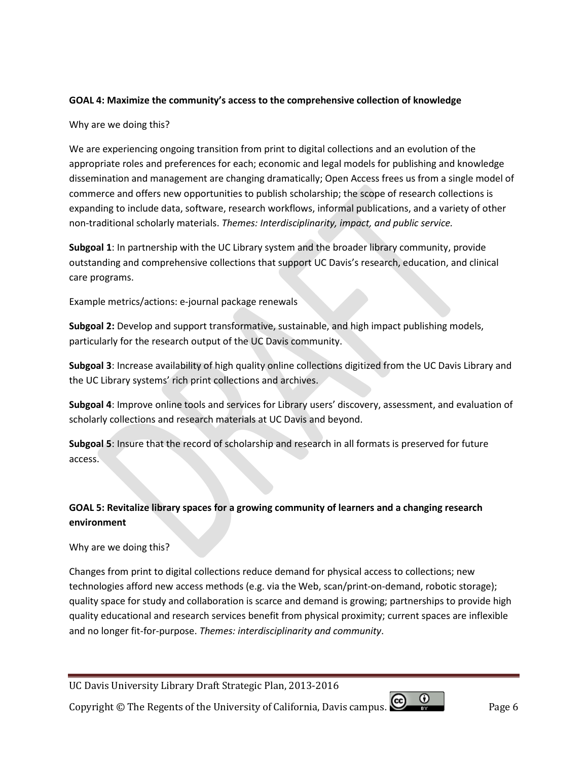**GOAL 4: Maximize the community's access to the comprehensive collection of knowledge**

Why are we doing this?

We are experiencing ongoing transition from print to digital collections and an evolution of the appropriate roles and preferences for each; economic and legal models for publishing and knowledge dissemination and management are changing dramatically; Open Access frees us from a single model of commerce and offers new opportunities to publish scholarship; the scope of research collections is expanding to include data, software, research workflows, informal publications, and a variety of other non-traditional scholarly materials. *Themes: Interdisciplinarity, impact, and public service.*

**Subgoal 1**: In partnership with the UC Library system and the broader library community, provide outstanding and comprehensive collections that support UC Davis's research, education, and clinical care programs.

Example metrics/actions: e-journal package renewals

**Subgoal 2:** Develop and support transformative, sustainable, and high impact publishing models, particularly for the research output of the UC Davis community.

**Subgoal 3**: Increase availability of high quality online collections digitized from the UC Davis Library and the UC Library systems' rich print collections and archives.

**Subgoal 4**: Improve online tools and services for Library users' discovery, assessment, and evaluation of scholarly collections and research materials at UC Davis and beyond.

**Subgoal 5**: Insure that the record of scholarship and research in all formats is preserved for future access.

**GOAL 5: Revitalize library spaces for a growing community of learners and a changing research environment**

Why are we doing this?

Changes from print to digital collections reduce demand for physical access to collections; new technologies afford new access methods (e.g. via the Web, scan/print-on-demand, robotic storage); quality space for study and collaboration is scarce and demand is growing; partnerships to provide high quality educational and research services benefit from physical proximity; current spaces are inflexible and no longer fit-for-purpose. *Themes: interdisciplinarity and community*.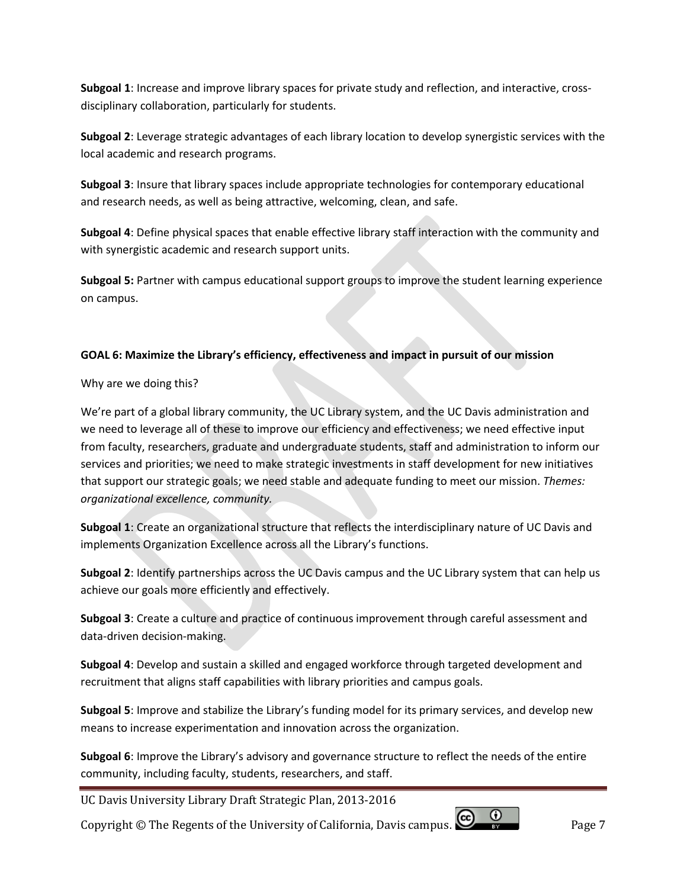**Subgoal 1**: Increase and improve library spaces for private study and reflection, and interactive, cross-disciplinary collaboration, particularly for students.

**Subgoal 2**: Leverage strategic advantages of each library location to develop synergistic services with the local academic and research programs.

**Subgoal 3**: Insure that library spaces include appropriate technologies for contemporary educational and research needs, as well as being attractive, welcoming, clean, and safe.

**Subgoal 4**: Define physical spaces that enable effective library staff interaction with the community and with synergistic academic and research support units.

**Subgoal 5:** Partner with campus educational support groups to improve the student learning experience on campus.

**GOAL 6: Maximize the Library's efficiency, effectiveness and impact in pursuit of our mission**

Why are we doing this?

We're part of a global library community, the UC Library system, and the UC Davis administration and we need to leverage all of these to improve our efficiency and effectiveness; we need effective input from faculty, researchers, graduate and undergraduate students, staff and administration to inform our services and priorities; we need to make strategic investments in staff development for new initiatives that support our strategic goals; we need stable and adequate funding to meet our mission. *Themes: organizational excellence, community.*

**Subgoal 1**: Create an organizational structure that reflects the interdisciplinary nature of UC Davis and implements Organization Excellence across all the Library's functions.

**Subgoal 2**: Identify partnerships across the UC Davis campus and the UC Library system that can help us achieve our goals more efficiently and effectively.

**Subgoal 3**: Create a culture and practice of continuous improvement through careful assessment and data-driven decision-making.

**Subgoal 4**: Develop and sustain a skilled and engaged workforce through targeted development and recruitment that aligns staff capabilities with library priorities and campus goals.

**Subgoal 5**: Improve and stabilize the Library's funding model for its primary services, and develop new means to increase experimentation and innovation across the organization.

**Subgoal 6**: Improve the Library's advisory and governance structure to reflect the needs of the entire community, including faculty, students, researchers, and staff.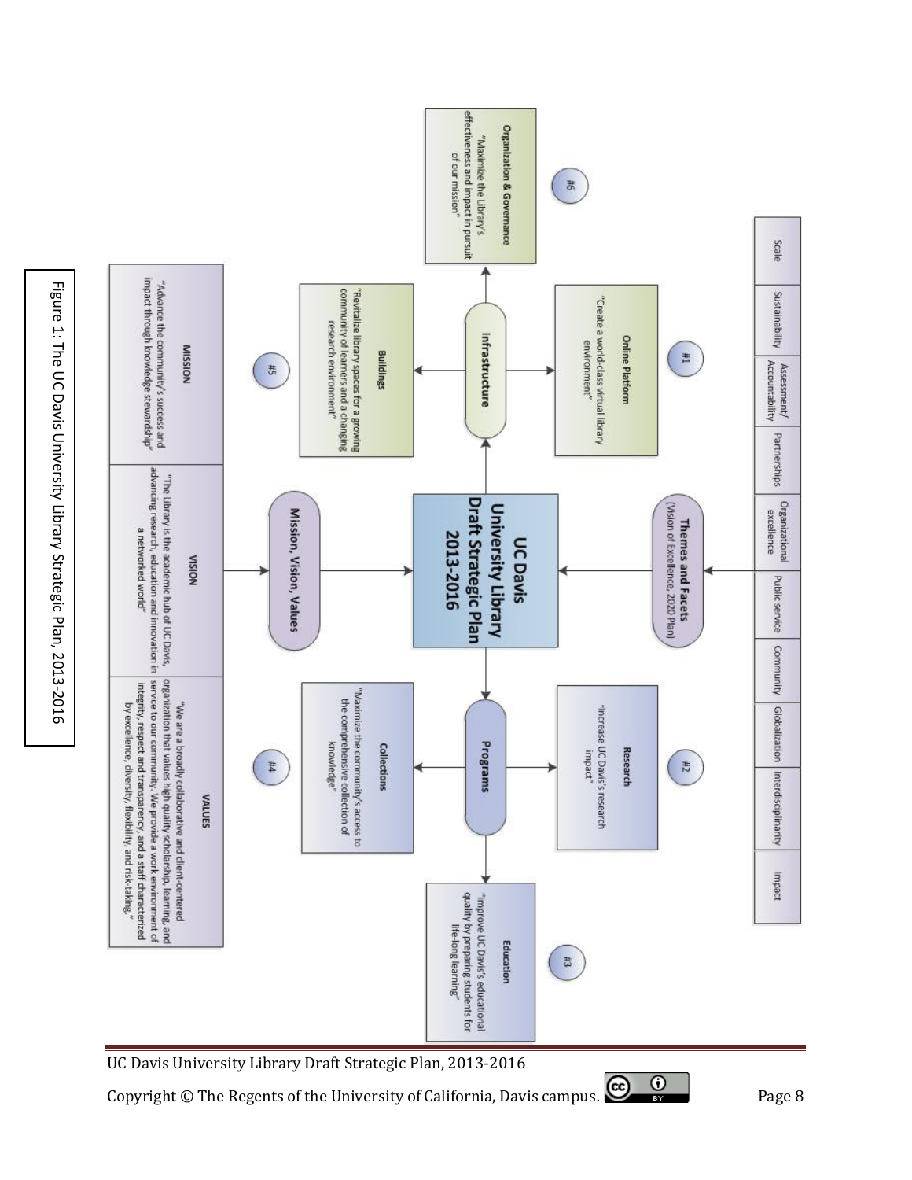Scale

Sustainability

Assessment/ Accountability

Partnerships

Organizational excellence

Public service

Community

Globalization

Interdisciplinarity

Impact

**Themes and Facets**
(Vision of Excellence, 2020 Plan)

#1
**Online Platform**
"Create a world-class virtual library environment"

#2
**Research**
"Increase UC Davis's research impact"

#3
**Education**
"Improve UC Davis's educational quality by preparing students for life-long learning"

#6
**Organization & Governance**
"Maximize the Library's effectiveness and impact in pursuit of our mission"

**Infrastructure**

**UC Davis University Library Draft Strategic Plan 2013-2016**

**Programs**

#5
**Buildings**
"Revitalize library spaces for a growing community of learners and a changing research environment"

#4
**Collections**
"Maximize the community's access to the comprehensive collection of knowledge"

**Mission, Vision, Values**

**MISSION**
"Advance the community's success and impact through knowledge stewardship"

**VISION**
"The Library is the academic hub of UC Davis, advancing research, education and innovation in a networked world"

**VALUES**
"We are a broadly collaborative and client-centered organization that values high quality scholarship, learning, and service to our community. We provide a work environment of integrity, respect and transparency, and a staff characterized by excellence, diversity, flexibility, and risk-taking."

Figure 1: The UC Davis University Library Strategic Plan, 2013-2016